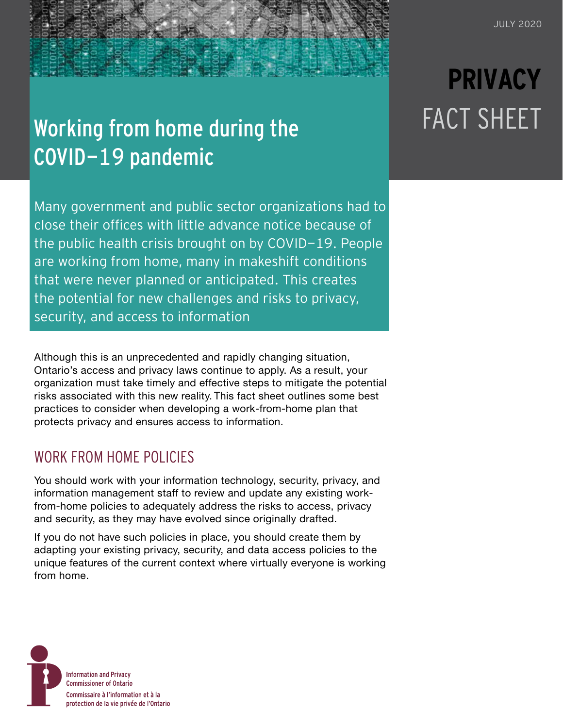JULY 2020

**PRIVACY** FACT SHEET

# Working from home during the COVID–19 pandemic

Many government and public sector organizations had to close their offices with little advance notice because of the public health crisis brought on by COVID–19. People are working from home, many in makeshift conditions that were never planned or anticipated. This creates the potential for new challenges and risks to privacy, security, and access to information

Although this is an unprecedented and rapidly changing situation, Ontario's access and privacy laws continue to apply. As a result, your organization must take timely and effective steps to mitigate the potential risks associated with this new reality. This fact sheet outlines some best practices to consider when developing a work-from-home plan that protects privacy and ensures access to information.

## WORK FROM HOME POLICIES

You should work with your information technology, security, privacy, and information management staff to review and update any existing work-from-home policies to adequately address the risks to access, privacy and security, as they may have evolved since originally drafted.

If you do not have such policies in place, you should create them by adapting your existing privacy, security, and data access policies to the unique features of the current context where virtually everyone is working from home.

Information and Privacy Commissioner of Ontario
Commissaire à l'information et à la protection de la vie privée de l'Ontario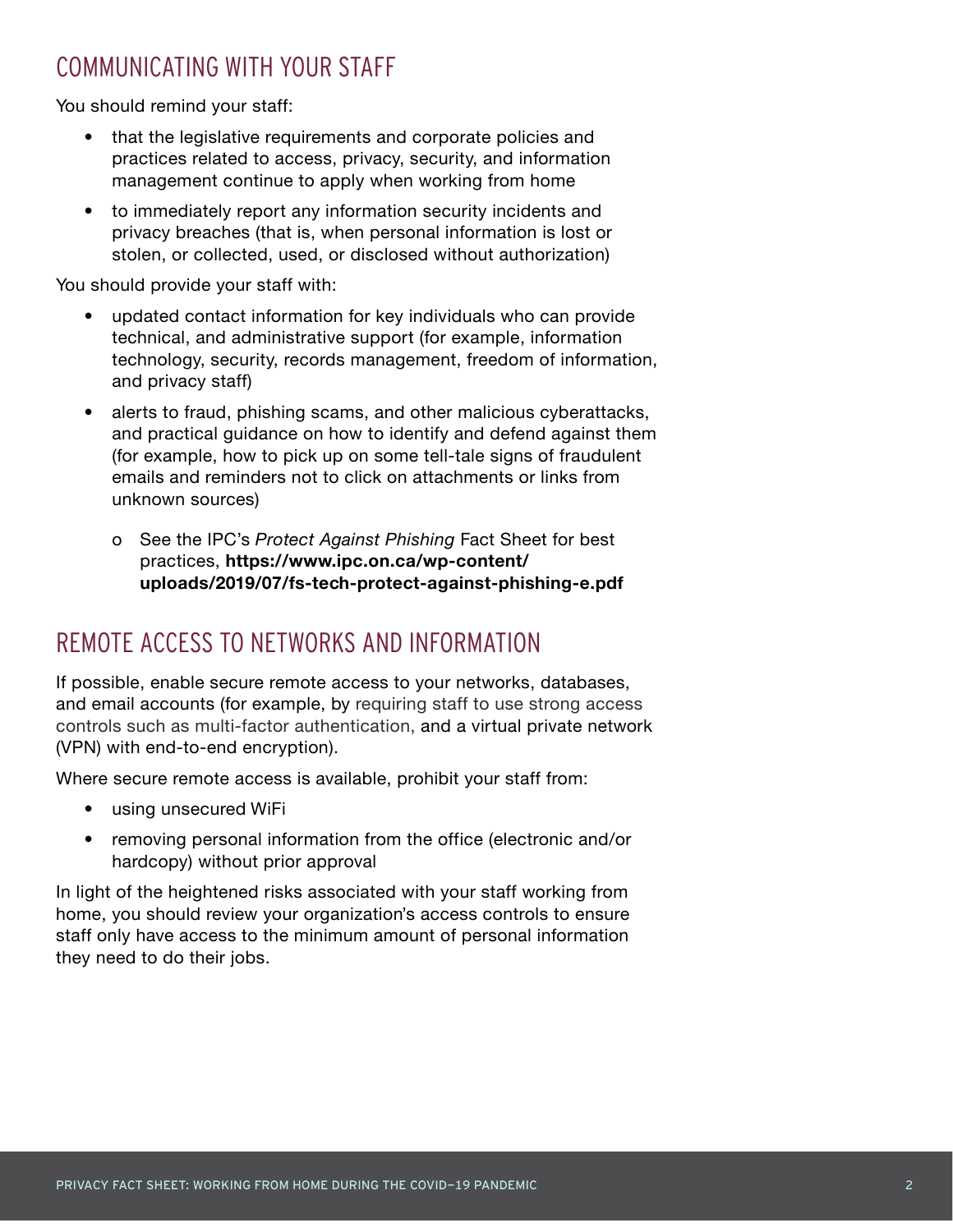## COMMUNICATING WITH YOUR STAFF

You should remind your staff:

- that the legislative requirements and corporate policies and practices related to access, privacy, security, and information management continue to apply when working from home
- to immediately report any information security incidents and privacy breaches (that is, when personal information is lost or stolen, or collected, used, or disclosed without authorization)

You should provide your staff with:

- updated contact information for key individuals who can provide technical, and administrative support (for example, information technology, security, records management, freedom of information, and privacy staff)
- alerts to fraud, phishing scams, and other malicious cyberattacks, and practical guidance on how to identify and defend against them (for example, how to pick up on some tell-tale signs of fraudulent emails and reminders not to click on attachments or links from unknown sources)
    - See the IPC's *Protect Against Phishing* Fact Sheet for best practices, **https://www.ipc.on.ca/wp-content/uploads/2019/07/fs-tech-protect-against-phishing-e.pdf**

## REMOTE ACCESS TO NETWORKS AND INFORMATION

If possible, enable secure remote access to your networks, databases, and email accounts (for example, by requiring staff to use strong access controls such as multi-factor authentication, and a virtual private network (VPN) with end-to-end encryption).

Where secure remote access is available, prohibit your staff from:

- using unsecured WiFi
- removing personal information from the office (electronic and/or hardcopy) without prior approval

In light of the heightened risks associated with your staff working from home, you should review your organization's access controls to ensure staff only have access to the minimum amount of personal information they need to do their jobs.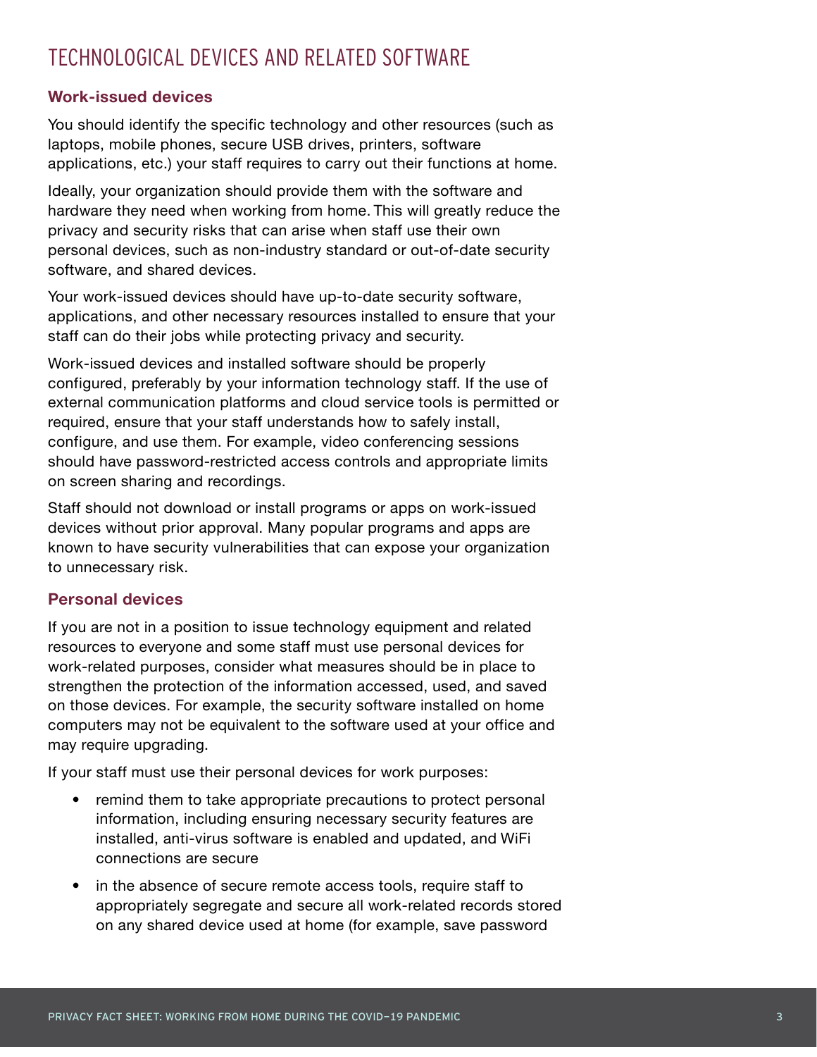# TECHNOLOGICAL DEVICES AND RELATED SOFTWARE

### Work-issued devices

You should identify the specific technology and other resources (such as laptops, mobile phones, secure USB drives, printers, software applications, etc.) your staff requires to carry out their functions at home.

Ideally, your organization should provide them with the software and hardware they need when working from home. This will greatly reduce the privacy and security risks that can arise when staff use their own personal devices, such as non-industry standard or out-of-date security software, and shared devices.

Your work-issued devices should have up-to-date security software, applications, and other necessary resources installed to ensure that your staff can do their jobs while protecting privacy and security.

Work-issued devices and installed software should be properly configured, preferably by your information technology staff. If the use of external communication platforms and cloud service tools is permitted or required, ensure that your staff understands how to safely install, configure, and use them. For example, video conferencing sessions should have password-restricted access controls and appropriate limits on screen sharing and recordings.

Staff should not download or install programs or apps on work-issued devices without prior approval. Many popular programs and apps are known to have security vulnerabilities that can expose your organization to unnecessary risk.

### Personal devices

If you are not in a position to issue technology equipment and related resources to everyone and some staff must use personal devices for work-related purposes, consider what measures should be in place to strengthen the protection of the information accessed, used, and saved on those devices. For example, the security software installed on home computers may not be equivalent to the software used at your office and may require upgrading.

If your staff must use their personal devices for work purposes:

- remind them to take appropriate precautions to protect personal information, including ensuring necessary security features are installed, anti-virus software is enabled and updated, and WiFi connections are secure
- in the absence of secure remote access tools, require staff to appropriately segregate and secure all work-related records stored on any shared device used at home (for example, save password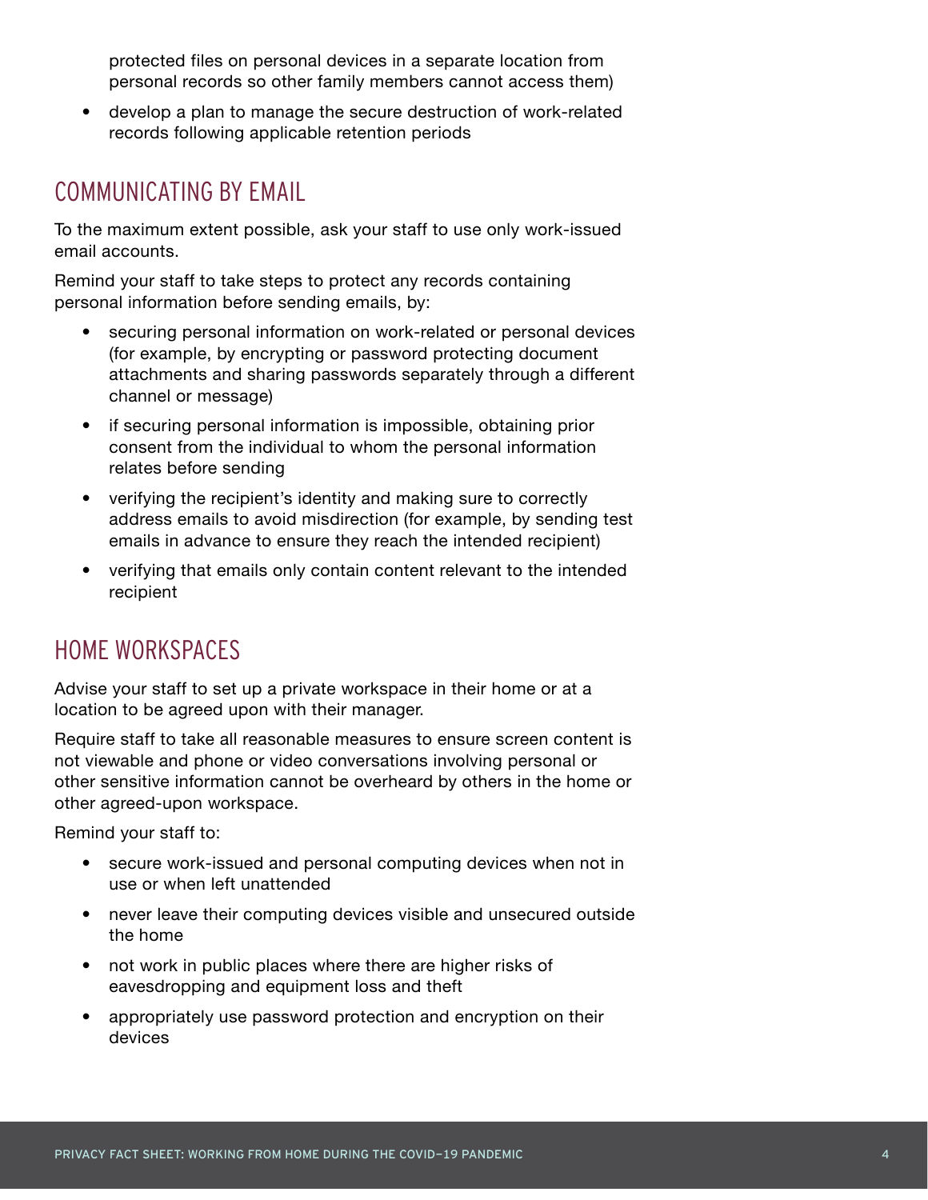protected files on personal devices in a separate location from personal records so other family members cannot access them)

- develop a plan to manage the secure destruction of work-related records following applicable retention periods

## COMMUNICATING BY EMAIL

To the maximum extent possible, ask your staff to use only work-issued email accounts.

Remind your staff to take steps to protect any records containing personal information before sending emails, by:

- securing personal information on work-related or personal devices (for example, by encrypting or password protecting document attachments and sharing passwords separately through a different channel or message)
- if securing personal information is impossible, obtaining prior consent from the individual to whom the personal information relates before sending
- verifying the recipient's identity and making sure to correctly address emails to avoid misdirection (for example, by sending test emails in advance to ensure they reach the intended recipient)
- verifying that emails only contain content relevant to the intended recipient

## HOME WORKSPACES

Advise your staff to set up a private workspace in their home or at a location to be agreed upon with their manager.

Require staff to take all reasonable measures to ensure screen content is not viewable and phone or video conversations involving personal or other sensitive information cannot be overheard by others in the home or other agreed-upon workspace.

Remind your staff to:

- secure work-issued and personal computing devices when not in use or when left unattended
- never leave their computing devices visible and unsecured outside the home
- not work in public places where there are higher risks of eavesdropping and equipment loss and theft
- appropriately use password protection and encryption on their devices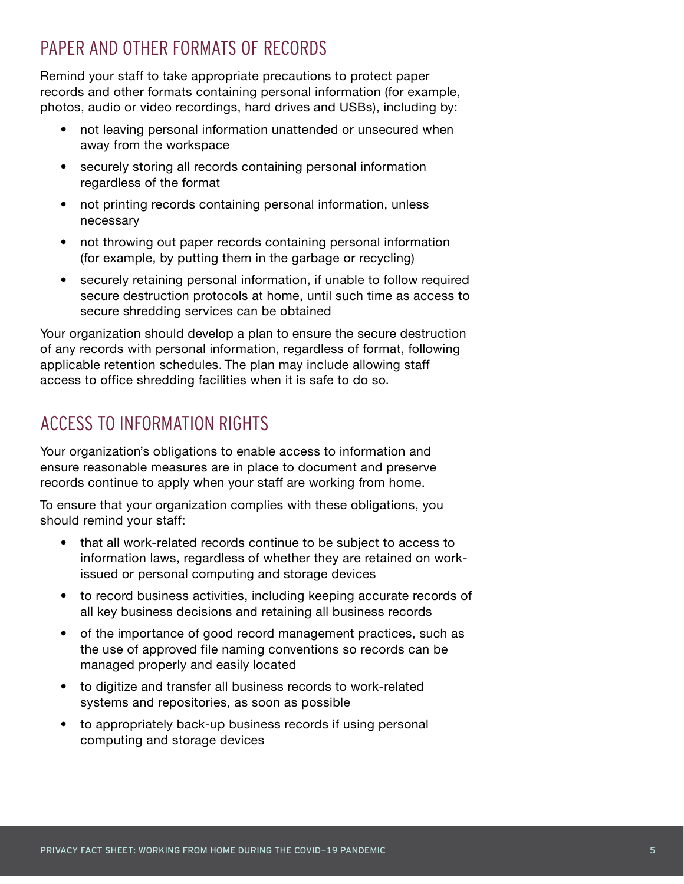## PAPER AND OTHER FORMATS OF RECORDS

Remind your staff to take appropriate precautions to protect paper records and other formats containing personal information (for example, photos, audio or video recordings, hard drives and USBs), including by:

- not leaving personal information unattended or unsecured when away from the workspace
- securely storing all records containing personal information regardless of the format
- not printing records containing personal information, unless necessary
- not throwing out paper records containing personal information (for example, by putting them in the garbage or recycling)
- securely retaining personal information, if unable to follow required secure destruction protocols at home, until such time as access to secure shredding services can be obtained

Your organization should develop a plan to ensure the secure destruction of any records with personal information, regardless of format, following applicable retention schedules. The plan may include allowing staff access to office shredding facilities when it is safe to do so.

## ACCESS TO INFORMATION RIGHTS

Your organization's obligations to enable access to information and ensure reasonable measures are in place to document and preserve records continue to apply when your staff are working from home.

To ensure that your organization complies with these obligations, you should remind your staff:

- that all work-related records continue to be subject to access to information laws, regardless of whether they are retained on work-issued or personal computing and storage devices
- to record business activities, including keeping accurate records of all key business decisions and retaining all business records
- of the importance of good record management practices, such as the use of approved file naming conventions so records can be managed properly and easily located
- to digitize and transfer all business records to work-related systems and repositories, as soon as possible
- to appropriately back-up business records if using personal computing and storage devices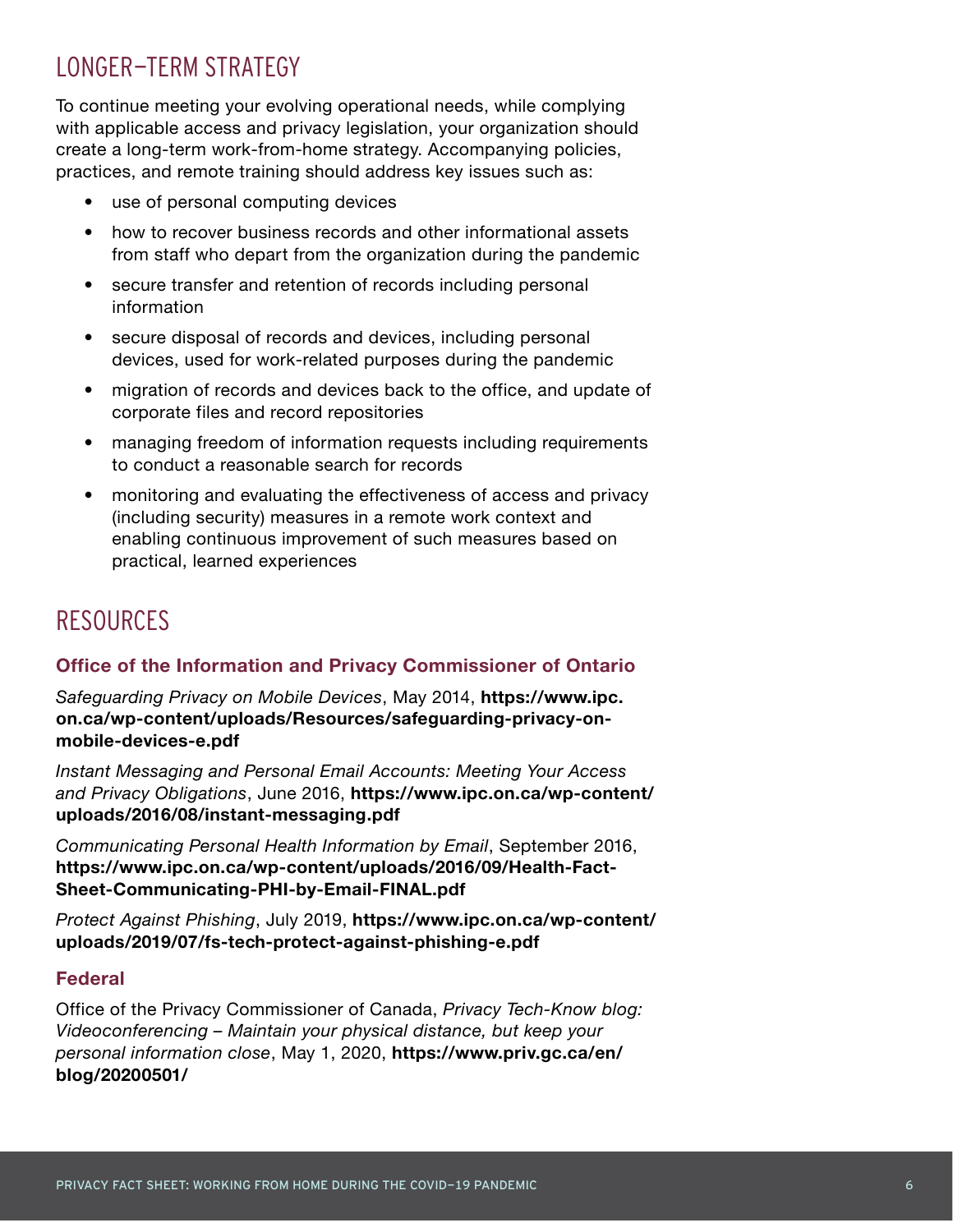## LONGER-TERM STRATEGY

To continue meeting your evolving operational needs, while complying with applicable access and privacy legislation, your organization should create a long-term work-from-home strategy. Accompanying policies, practices, and remote training should address key issues such as:

- use of personal computing devices
- how to recover business records and other informational assets from staff who depart from the organization during the pandemic
- secure transfer and retention of records including personal information
- secure disposal of records and devices, including personal devices, used for work-related purposes during the pandemic
- migration of records and devices back to the office, and update of corporate files and record repositories
- managing freedom of information requests including requirements to conduct a reasonable search for records
- monitoring and evaluating the effectiveness of access and privacy (including security) measures in a remote work context and enabling continuous improvement of such measures based on practical, learned experiences

## RESOURCES

### Office of the Information and Privacy Commissioner of Ontario

*Safeguarding Privacy on Mobile Devices*, May 2014, **https://www.ipc.on.ca/wp-content/uploads/Resources/safeguarding-privacy-on-mobile-devices-e.pdf**

*Instant Messaging and Personal Email Accounts: Meeting Your Access and Privacy Obligations*, June 2016, **https://www.ipc.on.ca/wp-content/uploads/2016/08/instant-messaging.pdf**

*Communicating Personal Health Information by Email*, September 2016, **https://www.ipc.on.ca/wp-content/uploads/2016/09/Health-Fact-Sheet-Communicating-PHI-by-Email-FINAL.pdf**

*Protect Against Phishing*, July 2019, **https://www.ipc.on.ca/wp-content/uploads/2019/07/fs-tech-protect-against-phishing-e.pdf**

### Federal

Office of the Privacy Commissioner of Canada, *Privacy Tech-Know blog: Videoconferencing – Maintain your physical distance, but keep your personal information close*, May 1, 2020, **https://www.priv.gc.ca/en/blog/20200501/**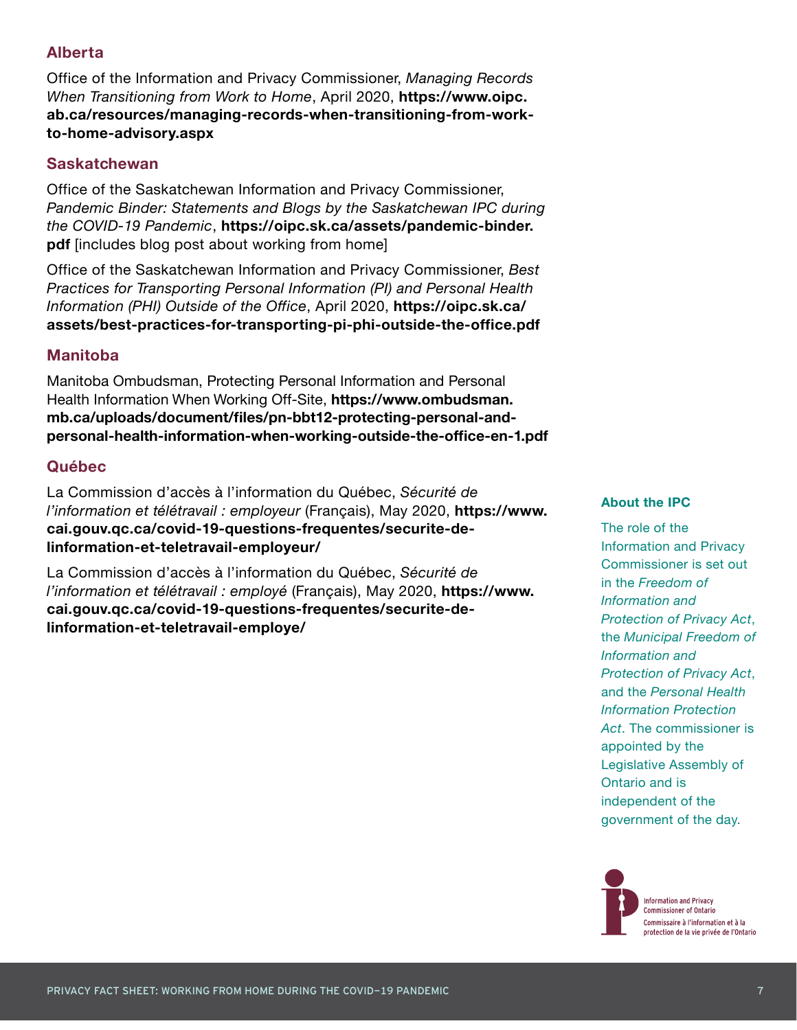### Alberta

Office of the Information and Privacy Commissioner, *Managing Records When Transitioning from Work to Home*, April 2020, **https://www.oipc.ab.ca/resources/managing-records-when-transitioning-from-work-to-home-advisory.aspx**

### Saskatchewan

Office of the Saskatchewan Information and Privacy Commissioner, *Pandemic Binder: Statements and Blogs by the Saskatchewan IPC during the COVID-19 Pandemic*, **https://oipc.sk.ca/assets/pandemic-binder.pdf** [includes blog post about working from home]

Office of the Saskatchewan Information and Privacy Commissioner, *Best Practices for Transporting Personal Information (PI) and Personal Health Information (PHI) Outside of the Office*, April 2020, **https://oipc.sk.ca/assets/best-practices-for-transporting-pi-phi-outside-the-office.pdf**

### Manitoba

Manitoba Ombudsman, Protecting Personal Information and Personal Health Information When Working Off-Site, **https://www.ombudsman.mb.ca/uploads/document/files/pn-bbt12-protecting-personal-and-personal-health-information-when-working-outside-the-office-en-1.pdf**

### Québec

La Commission d'accès à l'information du Québec, *Sécurité de l'information et télétravail : employeur* (Français), May 2020, **https://www.cai.gouv.qc.ca/covid-19-questions-frequentes/securite-de-linformation-et-teletravail-employeur/**

La Commission d'accès à l'information du Québec, *Sécurité de l'information et télétravail : employé* (Français), May 2020, **https://www.cai.gouv.qc.ca/covid-19-questions-frequentes/securite-de-linformation-et-teletravail-employe/**

**About the IPC**

The role of the Information and Privacy Commissioner is set out in the *Freedom of Information and Protection of Privacy Act*, the *Municipal Freedom of Information and Protection of Privacy Act*, and the *Personal Health Information Protection Act*. The commissioner is appointed by the Legislative Assembly of Ontario and is independent of the government of the day.

Information and Privacy Commissioner of Ontario
Commissaire à l'information et à la protection de la vie privée de l'Ontario